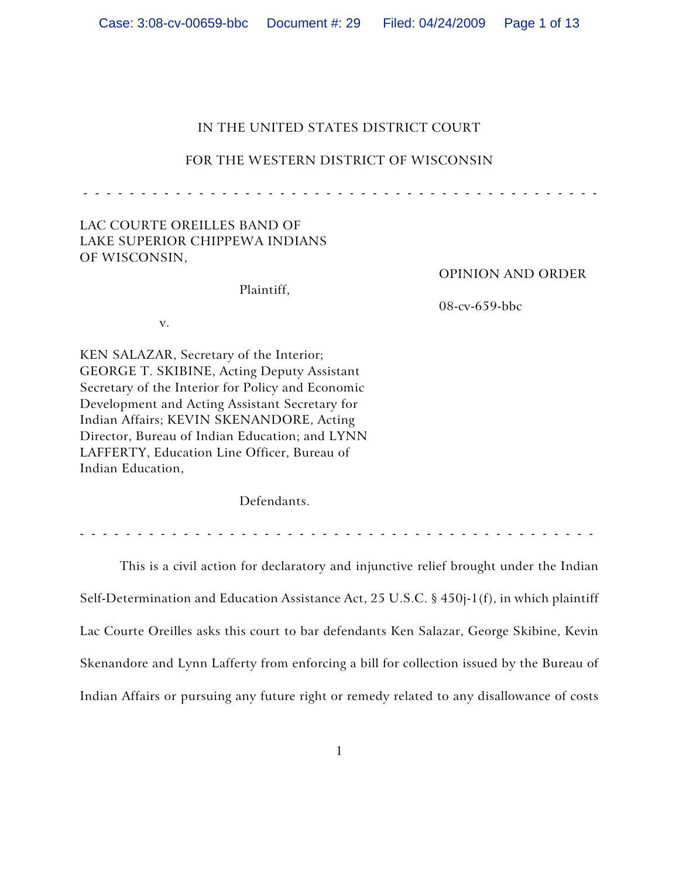IN THE UNITED STATES DISTRICT COURT

FOR THE WESTERN DISTRICT OF WISCONSIN

- - - - - - - - - - - - - - - - - - - - - - - - - - - - - - - - - - - - - - - - - - - - - -

LAC COURTE OREILLES BAND OF LAKE SUPERIOR CHIPPEWA INDIANS OF WISCONSIN,

Plaintiff,

v.

KEN SALAZAR, Secretary of the Interior; GEORGE T. SKIBINE, Acting Deputy Assistant Secretary of the Interior for Policy and Economic Development and Acting Assistant Secretary for Indian Affairs; KEVIN SKENANDORE, Acting Director, Bureau of Indian Education; and LYNN LAFFERTY, Education Line Officer, Bureau of Indian Education,

Defendants.

OPINION AND ORDER

08-cv-659-bbc

- - - - - - - - - - - - - - - - - - - - - - - - - - - - - - - - - - - - - - - - - - - - - -

This is a civil action for declaratory and injunctive relief brought under the Indian Self-Determination and Education Assistance Act, 25 U.S.C. § 450j-1(f), in which plaintiff Lac Courte Oreilles asks this court to bar defendants Ken Salazar, George Skibine, Kevin Skenandore and Lynn Lafferty from enforcing a bill for collection issued by the Bureau of Indian Affairs or pursuing any future right or remedy related to any disallowance of costs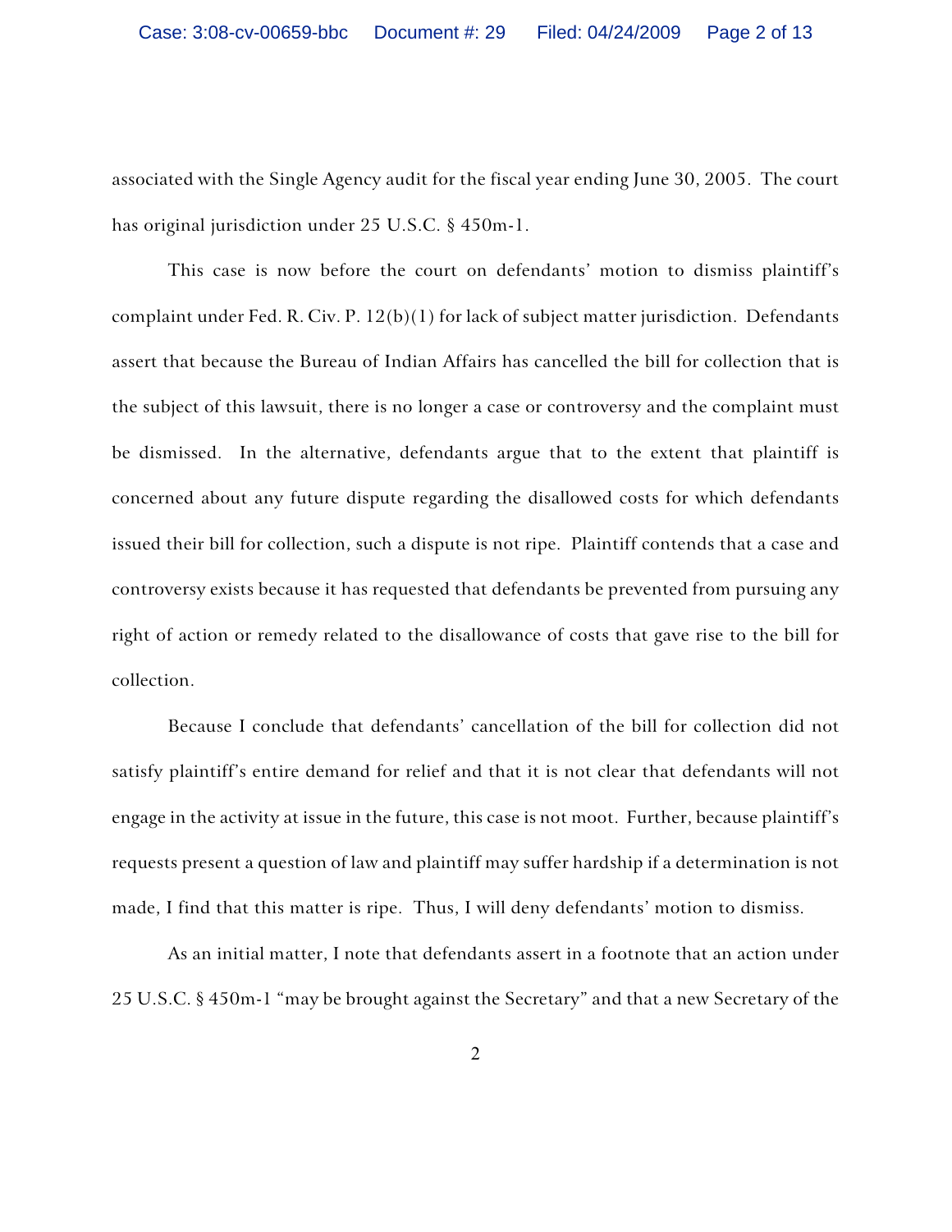associated with the Single Agency audit for the fiscal year ending June 30, 2005. The court has original jurisdiction under 25 U.S.C. § 450m-1.

This case is now before the court on defendants' motion to dismiss plaintiff's complaint under Fed. R. Civ. P. 12(b)(1) for lack of subject matter jurisdiction. Defendants assert that because the Bureau of Indian Affairs has cancelled the bill for collection that is the subject of this lawsuit, there is no longer a case or controversy and the complaint must be dismissed. In the alternative, defendants argue that to the extent that plaintiff is concerned about any future dispute regarding the disallowed costs for which defendants issued their bill for collection, such a dispute is not ripe. Plaintiff contends that a case and controversy exists because it has requested that defendants be prevented from pursuing any right of action or remedy related to the disallowance of costs that gave rise to the bill for collection.

Because I conclude that defendants' cancellation of the bill for collection did not satisfy plaintiff's entire demand for relief and that it is not clear that defendants will not engage in the activity at issue in the future, this case is not moot. Further, because plaintiff's requests present a question of law and plaintiff may suffer hardship if a determination is not made, I find that this matter is ripe. Thus, I will deny defendants' motion to dismiss.

As an initial matter, I note that defendants assert in a footnote that an action under 25 U.S.C. § 450m-1 "may be brought against the Secretary" and that a new Secretary of the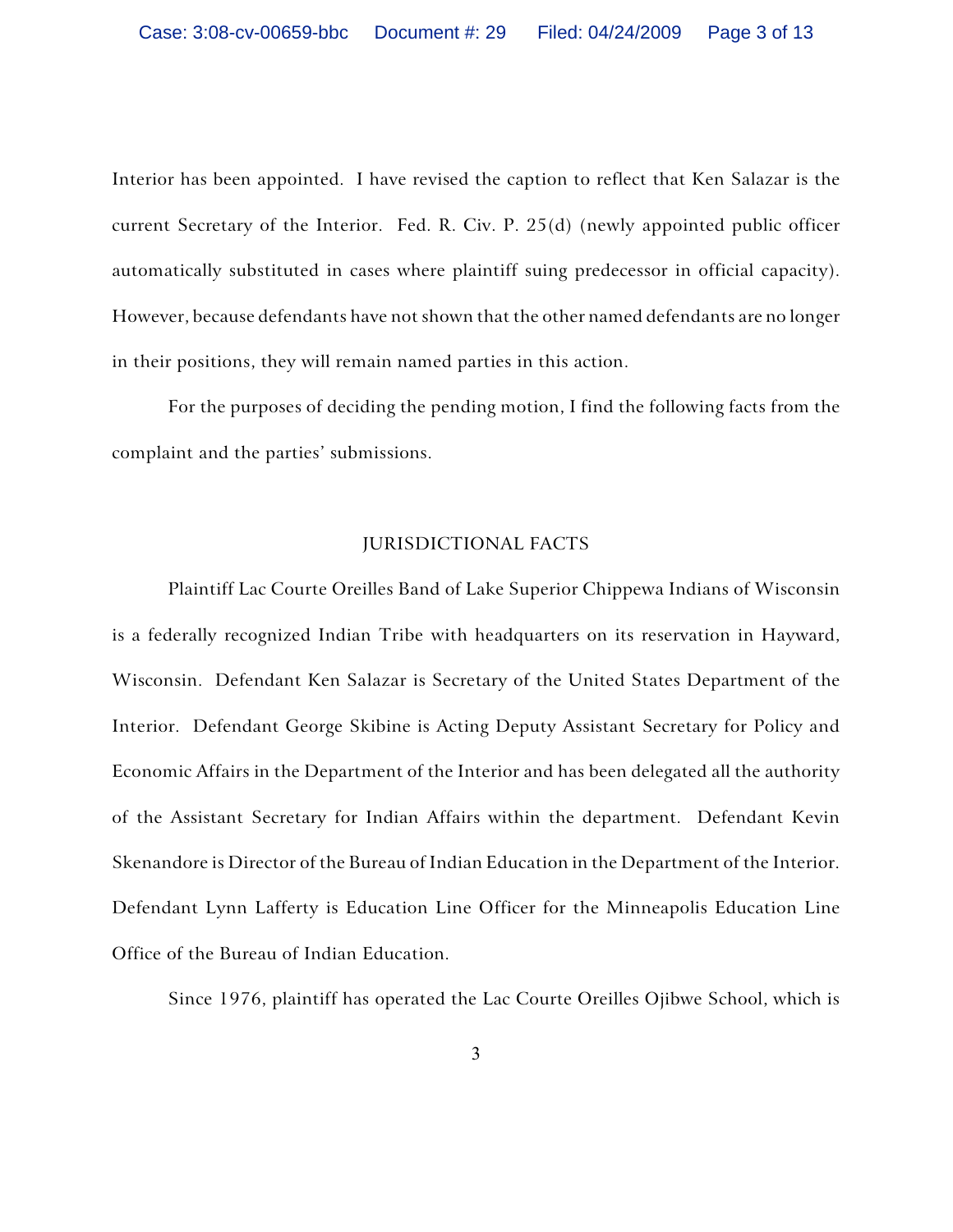Interior has been appointed. I have revised the caption to reflect that Ken Salazar is the current Secretary of the Interior. Fed. R. Civ. P. 25(d) (newly appointed public officer automatically substituted in cases where plaintiff suing predecessor in official capacity). However, because defendants have not shown that the other named defendants are no longer in their positions, they will remain named parties in this action.

For the purposes of deciding the pending motion, I find the following facts from the complaint and the parties' submissions.

## JURISDICTIONAL FACTS

Plaintiff Lac Courte Oreilles Band of Lake Superior Chippewa Indians of Wisconsin is a federally recognized Indian Tribe with headquarters on its reservation in Hayward, Wisconsin. Defendant Ken Salazar is Secretary of the United States Department of the Interior. Defendant George Skibine is Acting Deputy Assistant Secretary for Policy and Economic Affairs in the Department of the Interior and has been delegated all the authority of the Assistant Secretary for Indian Affairs within the department. Defendant Kevin Skenandore is Director of the Bureau of Indian Education in the Department of the Interior. Defendant Lynn Lafferty is Education Line Officer for the Minneapolis Education Line Office of the Bureau of Indian Education.

Since 1976, plaintiff has operated the Lac Courte Oreilles Ojibwe School, which is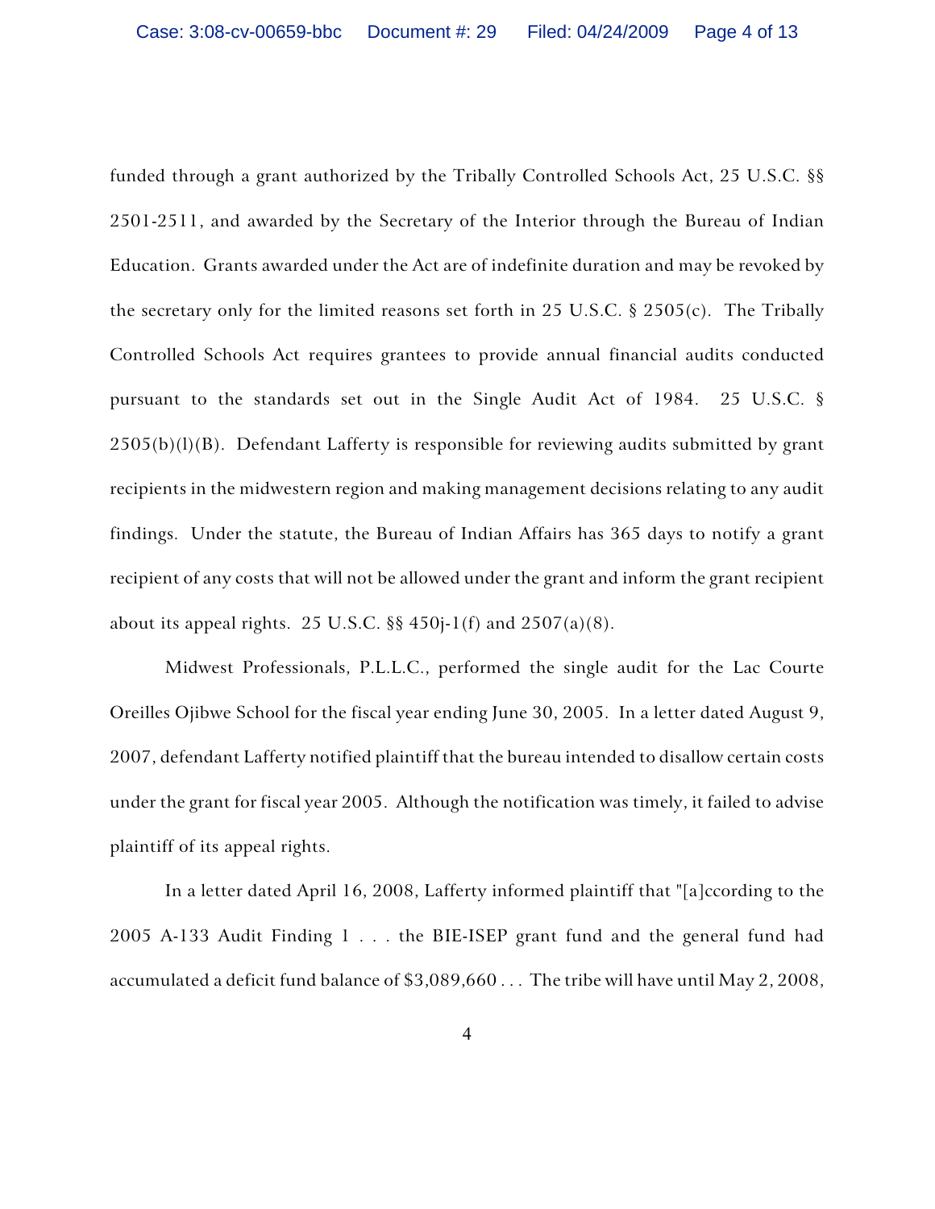funded through a grant authorized by the Tribally Controlled Schools Act, 25 U.S.C. §§ 2501-2511, and awarded by the Secretary of the Interior through the Bureau of Indian Education. Grants awarded under the Act are of indefinite duration and may be revoked by the secretary only for the limited reasons set forth in 25 U.S.C. § 2505(c). The Tribally Controlled Schools Act requires grantees to provide annual financial audits conducted pursuant to the standards set out in the Single Audit Act of 1984. 25 U.S.C. § 2505(b)(l)(B). Defendant Lafferty is responsible for reviewing audits submitted by grant recipients in the midwestern region and making management decisions relating to any audit findings. Under the statute, the Bureau of Indian Affairs has 365 days to notify a grant recipient of any costs that will not be allowed under the grant and inform the grant recipient about its appeal rights. 25 U.S.C. §§ 450j-1(f) and 2507(a)(8).

Midwest Professionals, P.L.L.C., performed the single audit for the Lac Courte Oreilles Ojibwe School for the fiscal year ending June 30, 2005. In a letter dated August 9, 2007, defendant Lafferty notified plaintiff that the bureau intended to disallow certain costs under the grant for fiscal year 2005. Although the notification was timely, it failed to advise plaintiff of its appeal rights.

In a letter dated April 16, 2008, Lafferty informed plaintiff that "[a]ccording to the 2005 A-133 Audit Finding 1 . . . the BIE-ISEP grant fund and the general fund had accumulated a deficit fund balance of $3,089,660 . . . The tribe will have until May 2, 2008,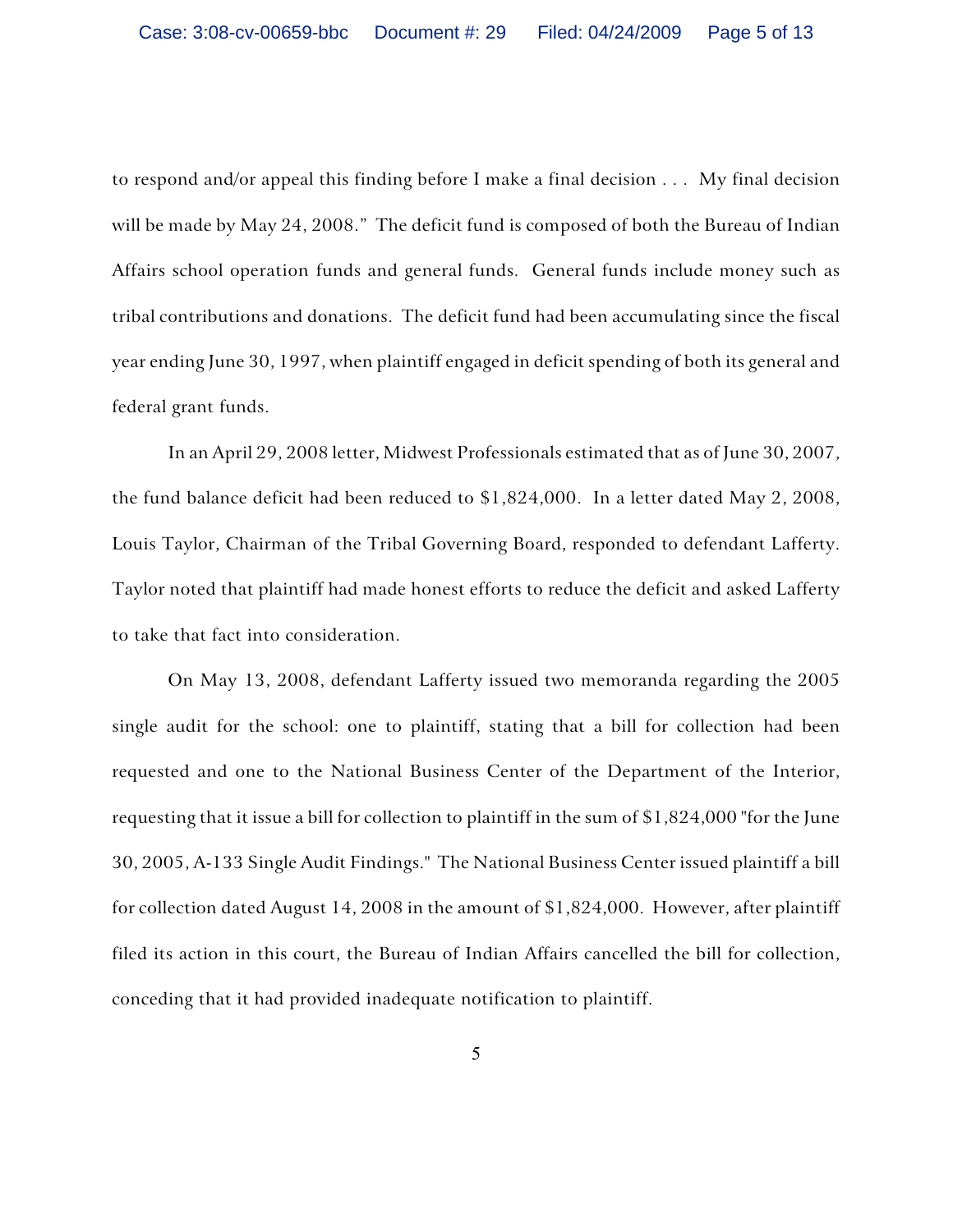to respond and/or appeal this finding before I make a final decision . . . My final decision will be made by May 24, 2008." The deficit fund is composed of both the Bureau of Indian Affairs school operation funds and general funds. General funds include money such as tribal contributions and donations. The deficit fund had been accumulating since the fiscal year ending June 30, 1997, when plaintiff engaged in deficit spending of both its general and federal grant funds.

In an April 29, 2008 letter, Midwest Professionals estimated that as of June 30, 2007, the fund balance deficit had been reduced to $1,824,000. In a letter dated May 2, 2008, Louis Taylor, Chairman of the Tribal Governing Board, responded to defendant Lafferty. Taylor noted that plaintiff had made honest efforts to reduce the deficit and asked Lafferty to take that fact into consideration.

On May 13, 2008, defendant Lafferty issued two memoranda regarding the 2005 single audit for the school: one to plaintiff, stating that a bill for collection had been requested and one to the National Business Center of the Department of the Interior, requesting that it issue a bill for collection to plaintiff in the sum of $1,824,000 "for the June 30, 2005, A-133 Single Audit Findings." The National Business Center issued plaintiff a bill for collection dated August 14, 2008 in the amount of $1,824,000. However, after plaintiff filed its action in this court, the Bureau of Indian Affairs cancelled the bill for collection, conceding that it had provided inadequate notification to plaintiff.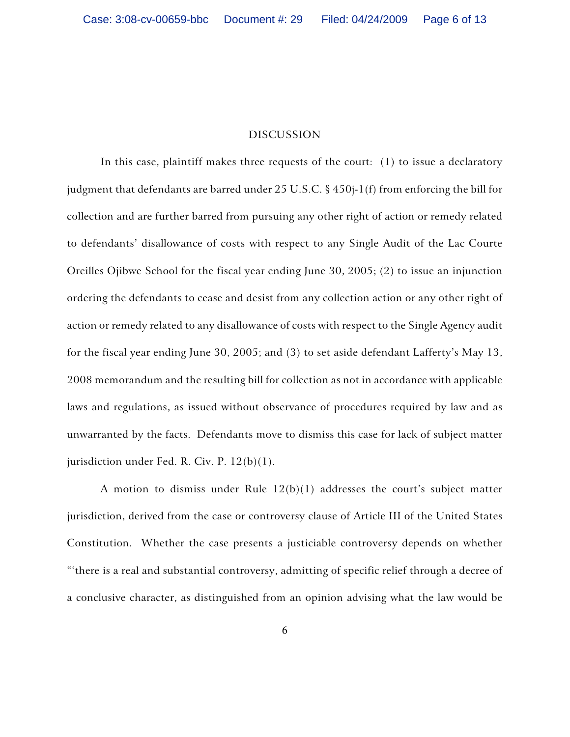## DISCUSSION

In this case, plaintiff makes three requests of the court: (1) to issue a declaratory judgment that defendants are barred under 25 U.S.C. § 450j-1(f) from enforcing the bill for collection and are further barred from pursuing any other right of action or remedy related to defendants' disallowance of costs with respect to any Single Audit of the Lac Courte Oreilles Ojibwe School for the fiscal year ending June 30, 2005; (2) to issue an injunction ordering the defendants to cease and desist from any collection action or any other right of action or remedy related to any disallowance of costs with respect to the Single Agency audit for the fiscal year ending June 30, 2005; and (3) to set aside defendant Lafferty's May 13, 2008 memorandum and the resulting bill for collection as not in accordance with applicable laws and regulations, as issued without observance of procedures required by law and as unwarranted by the facts. Defendants move to dismiss this case for lack of subject matter jurisdiction under Fed. R. Civ. P. 12(b)(1).

A motion to dismiss under Rule 12(b)(1) addresses the court's subject matter jurisdiction, derived from the case or controversy clause of Article III of the United States Constitution. Whether the case presents a justiciable controversy depends on whether "'there is a real and substantial controversy, admitting of specific relief through a decree of a conclusive character, as distinguished from an opinion advising what the law would be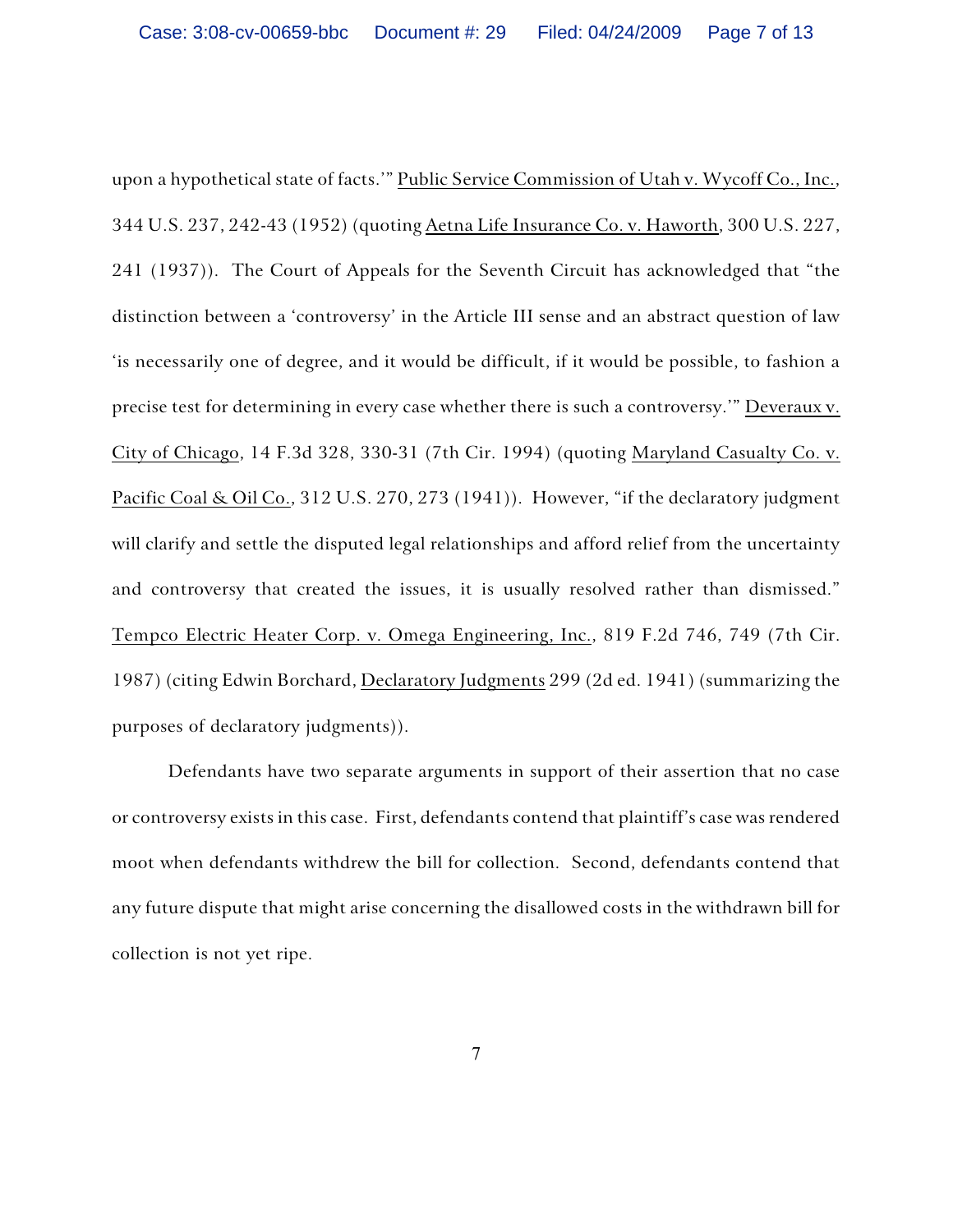upon a hypothetical state of facts.'" Public Service Commission of Utah v. Wycoff Co., Inc., 344 U.S. 237, 242-43 (1952) (quoting Aetna Life Insurance Co. v. Haworth, 300 U.S. 227, 241 (1937)). The Court of Appeals for the Seventh Circuit has acknowledged that "the distinction between a 'controversy' in the Article III sense and an abstract question of law 'is necessarily one of degree, and it would be difficult, if it would be possible, to fashion a precise test for determining in every case whether there is such a controversy.'" Deveraux v. City of Chicago, 14 F.3d 328, 330-31 (7th Cir. 1994) (quoting Maryland Casualty Co. v. Pacific Coal & Oil Co., 312 U.S. 270, 273 (1941)). However, "if the declaratory judgment will clarify and settle the disputed legal relationships and afford relief from the uncertainty and controversy that created the issues, it is usually resolved rather than dismissed." Tempco Electric Heater Corp. v. Omega Engineering, Inc., 819 F.2d 746, 749 (7th Cir. 1987) (citing Edwin Borchard, Declaratory Judgments 299 (2d ed. 1941) (summarizing the purposes of declaratory judgments)).

Defendants have two separate arguments in support of their assertion that no case or controversy exists in this case. First, defendants contend that plaintiff's case was rendered moot when defendants withdrew the bill for collection. Second, defendants contend that any future dispute that might arise concerning the disallowed costs in the withdrawn bill for collection is not yet ripe.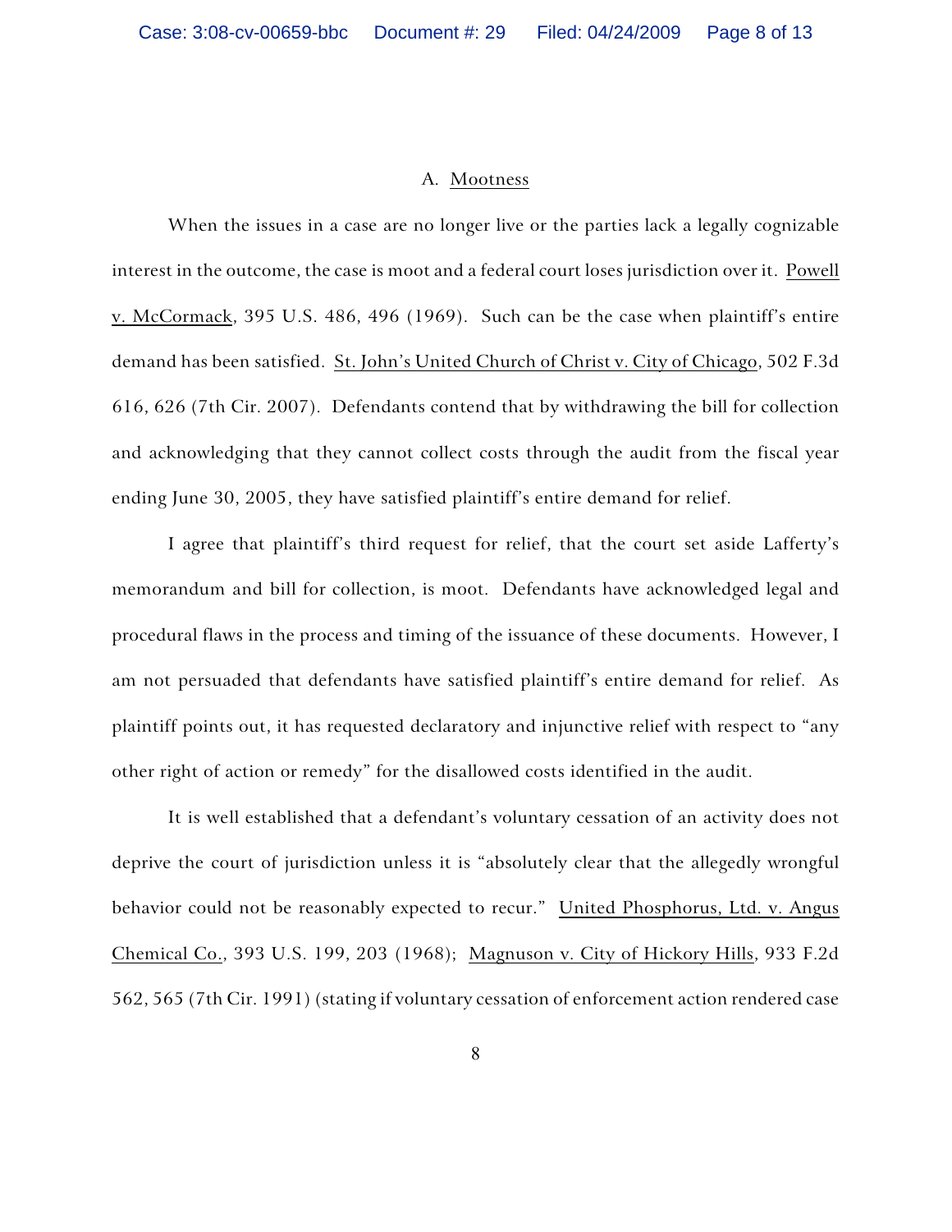### A. Mootness

When the issues in a case are no longer live or the parties lack a legally cognizable interest in the outcome, the case is moot and a federal court loses jurisdiction over it. Powell v. McCormack, 395 U.S. 486, 496 (1969). Such can be the case when plaintiff's entire demand has been satisfied. St. John's United Church of Christ v. City of Chicago, 502 F.3d 616, 626 (7th Cir. 2007). Defendants contend that by withdrawing the bill for collection and acknowledging that they cannot collect costs through the audit from the fiscal year ending June 30, 2005, they have satisfied plaintiff's entire demand for relief.

I agree that plaintiff's third request for relief, that the court set aside Lafferty's memorandum and bill for collection, is moot. Defendants have acknowledged legal and procedural flaws in the process and timing of the issuance of these documents. However, I am not persuaded that defendants have satisfied plaintiff's entire demand for relief. As plaintiff points out, it has requested declaratory and injunctive relief with respect to "any other right of action or remedy" for the disallowed costs identified in the audit.

It is well established that a defendant's voluntary cessation of an activity does not deprive the court of jurisdiction unless it is "absolutely clear that the allegedly wrongful behavior could not be reasonably expected to recur." United Phosphorus, Ltd. v. Angus Chemical Co., 393 U.S. 199, 203 (1968); Magnuson v. City of Hickory Hills, 933 F.2d 562, 565 (7th Cir. 1991) (stating if voluntary cessation of enforcement action rendered case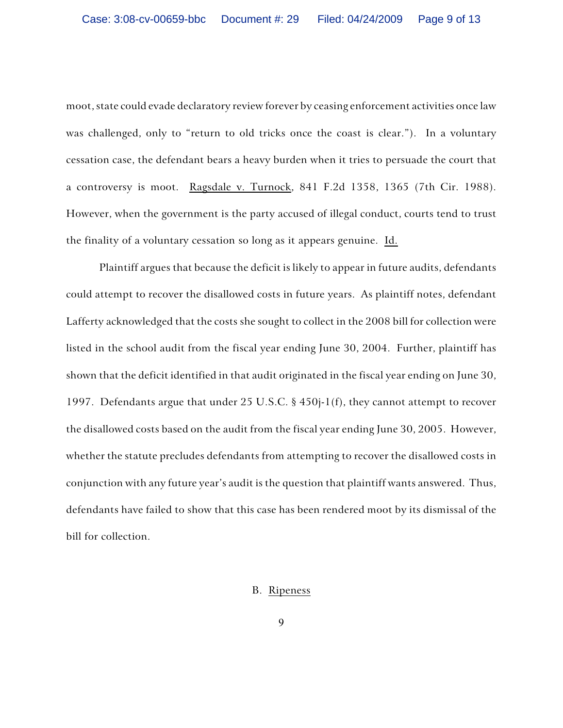moot, state could evade declaratory review forever by ceasing enforcement activities once law was challenged, only to "return to old tricks once the coast is clear."). In a voluntary cessation case, the defendant bears a heavy burden when it tries to persuade the court that a controversy is moot. Ragsdale v. Turnock, 841 F.2d 1358, 1365 (7th Cir. 1988). However, when the government is the party accused of illegal conduct, courts tend to trust the finality of a voluntary cessation so long as it appears genuine. Id.

Plaintiff argues that because the deficit is likely to appear in future audits, defendants could attempt to recover the disallowed costs in future years. As plaintiff notes, defendant Lafferty acknowledged that the costs she sought to collect in the 2008 bill for collection were listed in the school audit from the fiscal year ending June 30, 2004. Further, plaintiff has shown that the deficit identified in that audit originated in the fiscal year ending on June 30, 1997. Defendants argue that under 25 U.S.C. § 450j-1(f), they cannot attempt to recover the disallowed costs based on the audit from the fiscal year ending June 30, 2005. However, whether the statute precludes defendants from attempting to recover the disallowed costs in conjunction with any future year's audit is the question that plaintiff wants answered. Thus, defendants have failed to show that this case has been rendered moot by its dismissal of the bill for collection.

## B. Ripeness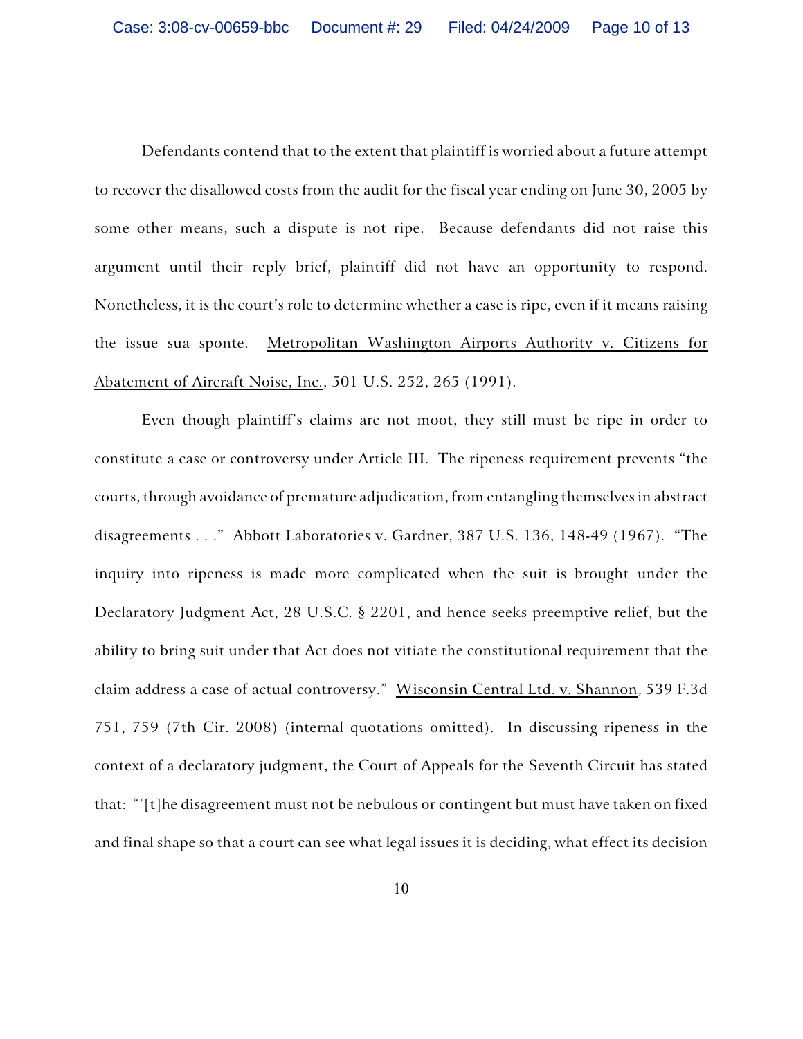Defendants contend that to the extent that plaintiff is worried about a future attempt to recover the disallowed costs from the audit for the fiscal year ending on June 30, 2005 by some other means, such a dispute is not ripe. Because defendants did not raise this argument until their reply brief, plaintiff did not have an opportunity to respond. Nonetheless, it is the court's role to determine whether a case is ripe, even if it means raising the issue sua sponte. Metropolitan Washington Airports Authority v. Citizens for Abatement of Aircraft Noise, Inc., 501 U.S. 252, 265 (1991).

Even though plaintiff's claims are not moot, they still must be ripe in order to constitute a case or controversy under Article III. The ripeness requirement prevents "the courts, through avoidance of premature adjudication, from entangling themselves in abstract disagreements . . ." Abbott Laboratories v. Gardner, 387 U.S. 136, 148-49 (1967). "The inquiry into ripeness is made more complicated when the suit is brought under the Declaratory Judgment Act, 28 U.S.C. § 2201, and hence seeks preemptive relief, but the ability to bring suit under that Act does not vitiate the constitutional requirement that the claim address a case of actual controversy." Wisconsin Central Ltd. v. Shannon, 539 F.3d 751, 759 (7th Cir. 2008) (internal quotations omitted). In discussing ripeness in the context of a declaratory judgment, the Court of Appeals for the Seventh Circuit has stated that: "'[t]he disagreement must not be nebulous or contingent but must have taken on fixed and final shape so that a court can see what legal issues it is deciding, what effect its decision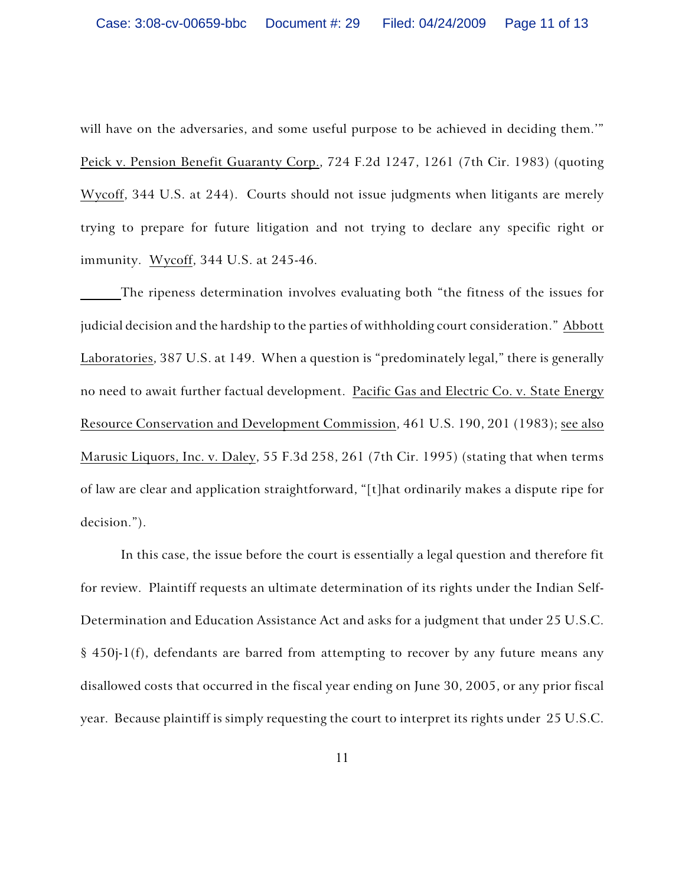will have on the adversaries, and some useful purpose to be achieved in deciding them.'" Peick v. Pension Benefit Guaranty Corp., 724 F.2d 1247, 1261 (7th Cir. 1983) (quoting Wycoff, 344 U.S. at 244). Courts should not issue judgments when litigants are merely trying to prepare for future litigation and not trying to declare any specific right or immunity. Wycoff, 344 U.S. at 245-46.

The ripeness determination involves evaluating both "the fitness of the issues for judicial decision and the hardship to the parties of withholding court consideration." Abbott Laboratories, 387 U.S. at 149. When a question is "predominately legal," there is generally no need to await further factual development. Pacific Gas and Electric Co. v. State Energy Resource Conservation and Development Commission, 461 U.S. 190, 201 (1983); see also Marusic Liquors, Inc. v. Daley, 55 F.3d 258, 261 (7th Cir. 1995) (stating that when terms of law are clear and application straightforward, "[t]hat ordinarily makes a dispute ripe for decision.").

In this case, the issue before the court is essentially a legal question and therefore fit for review. Plaintiff requests an ultimate determination of its rights under the Indian Self-Determination and Education Assistance Act and asks for a judgment that under 25 U.S.C. § 450j-1(f), defendants are barred from attempting to recover by any future means any disallowed costs that occurred in the fiscal year ending on June 30, 2005, or any prior fiscal year. Because plaintiff is simply requesting the court to interpret its rights under 25 U.S.C.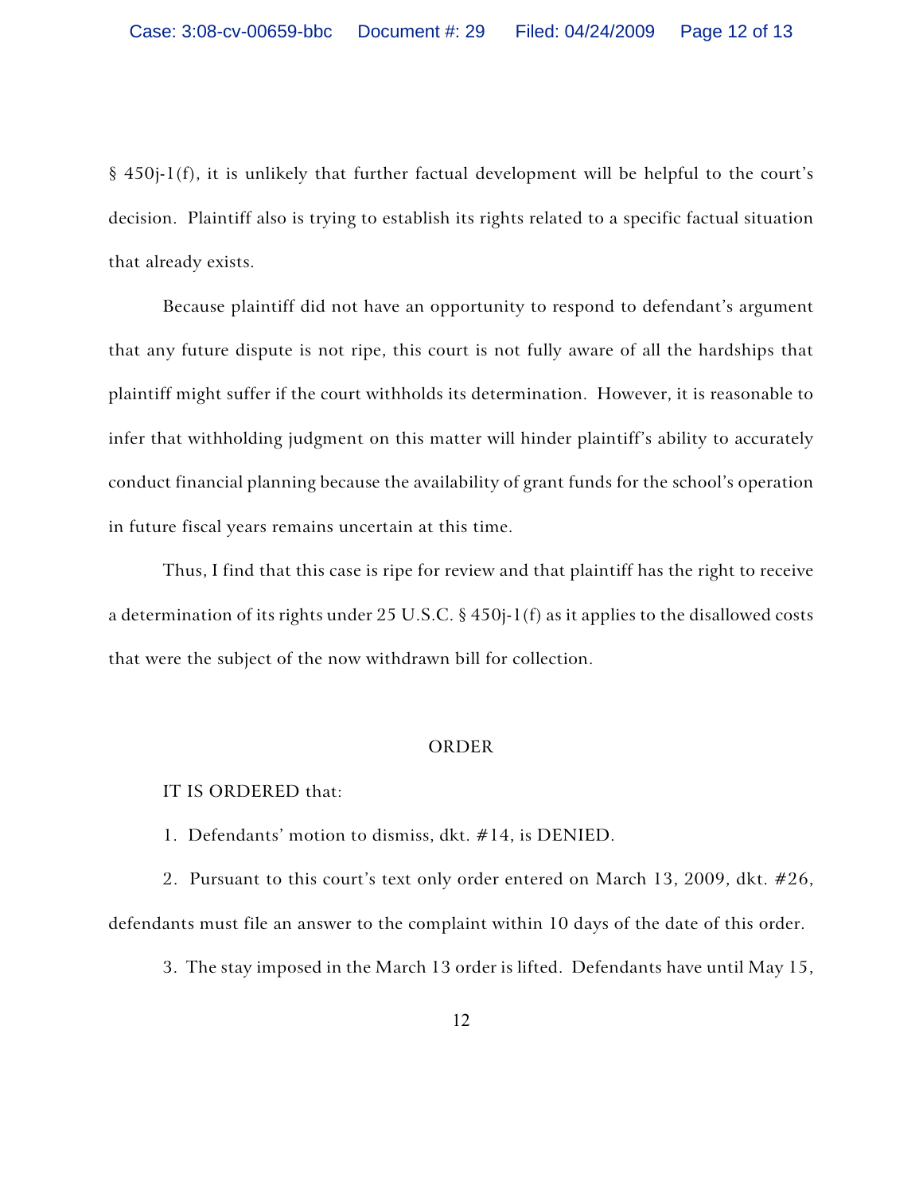§ 450j-1(f), it is unlikely that further factual development will be helpful to the court's decision. Plaintiff also is trying to establish its rights related to a specific factual situation that already exists.

Because plaintiff did not have an opportunity to respond to defendant's argument that any future dispute is not ripe, this court is not fully aware of all the hardships that plaintiff might suffer if the court withholds its determination. However, it is reasonable to infer that withholding judgment on this matter will hinder plaintiff's ability to accurately conduct financial planning because the availability of grant funds for the school's operation in future fiscal years remains uncertain at this time.

Thus, I find that this case is ripe for review and that plaintiff has the right to receive a determination of its rights under 25 U.S.C. § 450j-1(f) as it applies to the disallowed costs that were the subject of the now withdrawn bill for collection.

## ORDER

IT IS ORDERED that:

1. Defendants' motion to dismiss, dkt. #14, is DENIED.

2. Pursuant to this court's text only order entered on March 13, 2009, dkt. #26, defendants must file an answer to the complaint within 10 days of the date of this order.

3. The stay imposed in the March 13 order is lifted. Defendants have until May 15,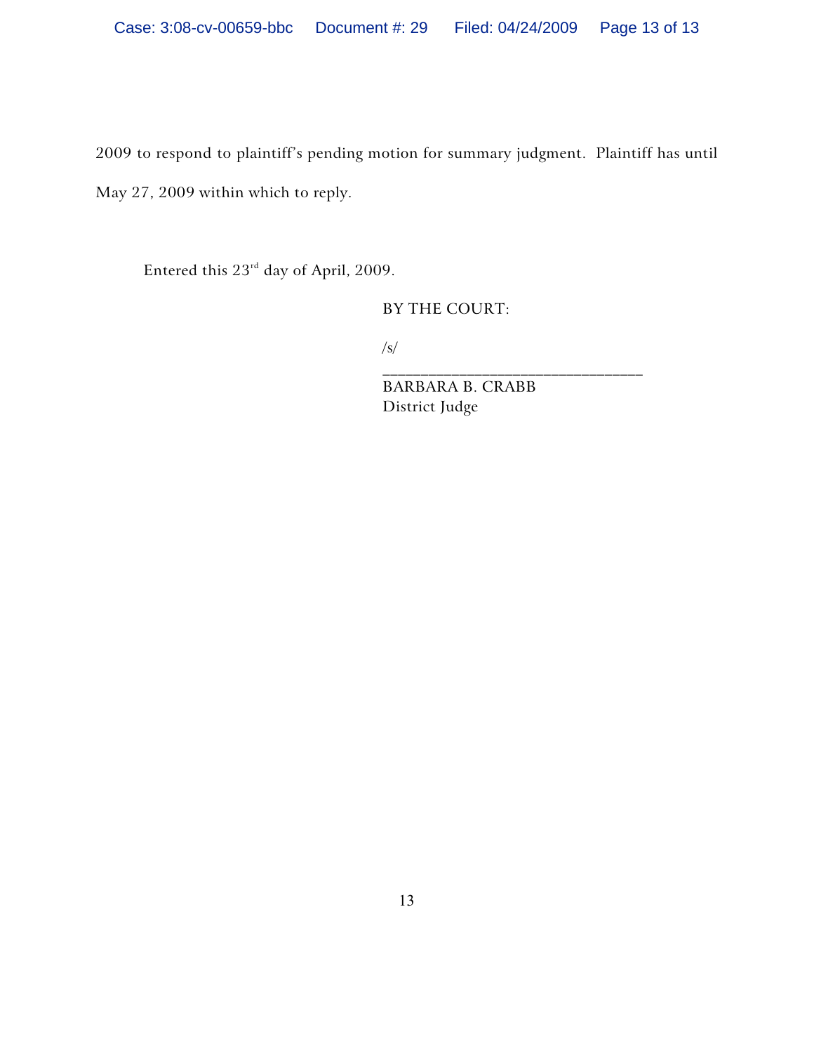2009 to respond to plaintiff's pending motion for summary judgment. Plaintiff has until May 27, 2009 within which to reply.

Entered this 23rd day of April, 2009.

BY THE COURT:

/s/

\_\_\_\_\_\_\_\_\_\_\_\_\_\_\_\_\_\_\_\_\_\_\_\_\_\_\_\_\_\_\_\_\_

BARBARA B. CRABB
District Judge